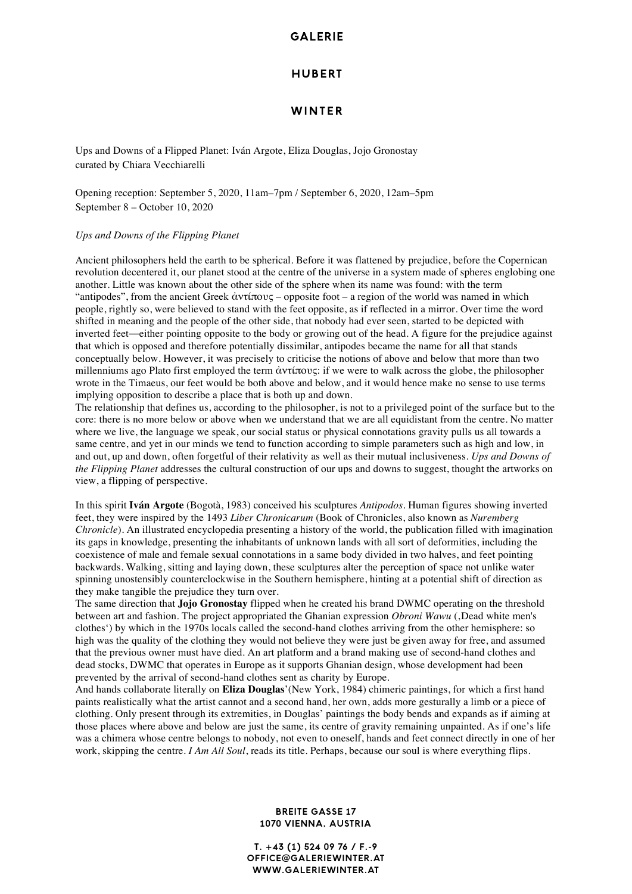# GALERIE

# HUBERT

# WINTER

Ups and Downs of a Flipped Planet: Iván Argote, Eliza Douglas, Jojo Gronostay
curated by Chiara Vecchiarelli

Opening reception: September 5, 2020, 11am–7pm / September 6, 2020, 12am–5pm
September 8 – October 10, 2020

*Ups and Downs of the Flipping Planet*

Ancient philosophers held the earth to be spherical. Before it was flattened by prejudice, before the Copernican revolution decentered it, our planet stood at the centre of the universe in a system made of spheres englobing one another. Little was known about the other side of the sphere when its name was found: with the term "antipodes", from the ancient Greek ἀντίπους – opposite foot – a region of the world was named in which people, rightly so, were believed to stand with the feet opposite, as if reflected in a mirror. Over time the word shifted in meaning and the people of the other side, that nobody had ever seen, started to be depicted with inverted feet—either pointing opposite to the body or growing out of the head. A figure for the prejudice against that which is opposed and therefore potentially dissimilar, antipodes became the name for all that stands conceptually below. However, it was precisely to criticise the notions of above and below that more than two millenniums ago Plato first employed the term ἀντίπους: if we were to walk across the globe, the philosopher wrote in the Timaeus, our feet would be both above and below, and it would hence make no sense to use terms implying opposition to describe a place that is both up and down.
The relationship that defines us, according to the philosopher, is not to a privileged point of the surface but to the core: there is no more below or above when we understand that we are all equidistant from the centre. No matter where we live, the language we speak, our social status or physical connotations gravity pulls us all towards a same centre, and yet in our minds we tend to function according to simple parameters such as high and low, in and out, up and down, often forgetful of their relativity as well as their mutual inclusiveness. *Ups and Downs of the Flipping Planet* addresses the cultural construction of our ups and downs to suggest, thought the artworks on view, a flipping of perspective.

In this spirit **Iván Argote** (Bogotà, 1983) conceived his sculptures *Antipodos*. Human figures showing inverted feet, they were inspired by the 1493 *Liber Chronicarum* (Book of Chronicles, also known as *Nuremberg Chronicle*). An illustrated encyclopedia presenting a history of the world, the publication filled with imagination its gaps in knowledge, presenting the inhabitants of unknown lands with all sort of deformities, including the coexistence of male and female sexual connotations in a same body divided in two halves, and feet pointing backwards. Walking, sitting and laying down, these sculptures alter the perception of space not unlike water spinning unostensibly counterclockwise in the Southern hemisphere, hinting at a potential shift of direction as they make tangible the prejudice they turn over.
The same direction that **Jojo Gronostay** flipped when he created his brand DWMC operating on the threshold between art and fashion. The project appropriated the Ghanian expression *Obroni Wawu* (‚Dead white men's clothes') by which in the 1970s locals called the second-hand clothes arriving from the other hemisphere: so high was the quality of the clothing they would not believe they were just be given away for free, and assumed that the previous owner must have died. An art platform and a brand making use of second-hand clothes and dead stocks, DWMC that operates in Europe as it supports Ghanian design, whose development had been prevented by the arrival of second-hand clothes sent as charity by Europe.
And hands collaborate literally on **Eliza Douglas**'(New York, 1984) chimeric paintings, for which a first hand paints realistically what the artist cannot and a second hand, her own, adds more gesturally a limb or a piece of clothing. Only present through its extremities, in Douglas' paintings the body bends and expands as if aiming at those places where above and below are just the same, its centre of gravity remaining unpainted. As if one's life was a chimera whose centre belongs to nobody, not even to oneself, hands and feet connect directly in one of her work, skipping the centre. *I Am All Soul*, reads its title. Perhaps, because our soul is where everything flips.

BREITE GASSE 17
1070 VIENNA, AUSTRIA

T. +43 (1) 524 09 76 / F.-9
OFFICE@GALERIEWINTER.AT
WWW.GALERIEWINTER.AT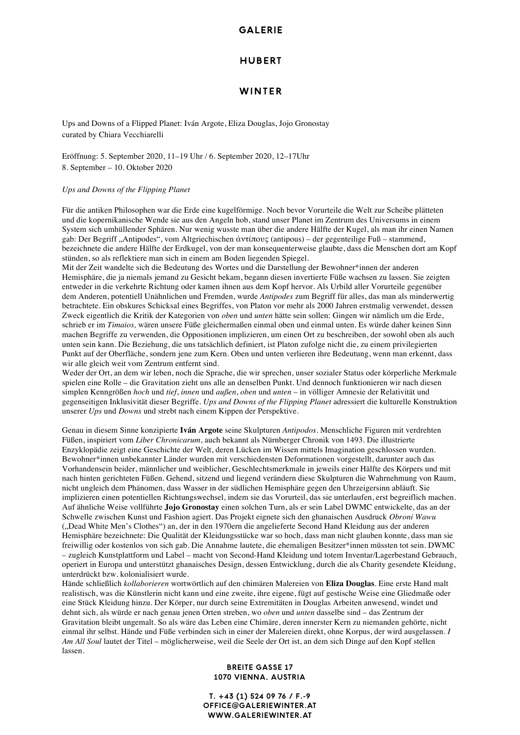# GALERIE

# HUBERT

# WINTER

Ups and Downs of a Flipped Planet: Iván Argote, Eliza Douglas, Jojo Gronostay
curated by Chiara Vecchiarelli

Eröffnung: 5. September 2020, 11–19 Uhr / 6. September 2020, 12–17Uhr
8. September – 10. Oktober 2020

*Ups and Downs of the Flipping Planet*

Für die antiken Philosophen war die Erde eine kugelförmige. Noch bevor Vorurteile die Welt zur Scheibe plätteten und die kopernikanische Wende sie aus den Angeln hob, stand unser Planet im Zentrum des Universums in einem System sich umhüllender Sphären. Nur wenig wusste man über die andere Hälfte der Kugel, als man ihr einen Namen gab: Der Begriff „Antipodes", vom Altgriechischen ἀντίπους (antipous) – der gegenteilige Fuß – stammend, bezeichnete die andere Hälfte der Erdkugel, von der man konsequenterweise glaubte, dass die Menschen dort am Kopf stünden, so als reflektiere man sich in einem am Boden liegenden Spiegel.
Mit der Zeit wandelte sich die Bedeutung des Wortes und die Darstellung der Bewohner*innen der anderen Hemisphäre, die ja niemals jemand zu Gesicht bekam, begann diesen invertierte Füße wachsen zu lassen. Sie zeigten entweder in die verkehrte Richtung oder kamen ihnen aus dem Kopf hervor. Als Urbild aller Vorurteile gegenüber dem Anderen, potentiell Unähnlichen und Fremden, wurde *Antipodes* zum Begriff für alles, das man als minderwertig betrachtete. Ein obskures Schicksal eines Begriffes, von Platon vor mehr als 2000 Jahren erstmalig verwendet, dessen Zweck eigentlich die Kritik der Kategorien von *oben* und *unten* hätte sein sollen: Gingen wir nämlich um die Erde, schrieb er im *Timaios,* wären unsere Füße gleichermaßen einmal oben und einmal unten. Es würde daher keinen Sinn machen Begriffe zu verwenden, die Oppositionen implizieren, um einen Ort zu beschreiben, der sowohl oben als auch unten sein kann. Die Beziehung, die uns tatsächlich definiert, ist Platon zufolge nicht die, zu einem privilegierten Punkt auf der Oberfläche, sondern jene zum Kern. Oben und unten verlieren ihre Bedeutung, wenn man erkennt, dass wir alle gleich weit vom Zentrum entfernt sind.
Weder der Ort, an dem wir leben, noch die Sprache, die wir sprechen, unser sozialer Status oder körperliche Merkmale spielen eine Rolle – die Gravitation zieht uns alle an denselben Punkt. Und dennoch funktionieren wir nach diesen simplen Kenngrößen *hoch* und *tief*, *innen* und *außen*, *oben* und *unten* – in völliger Amnesie der Relativität und gegenseitigen Inklusivität dieser Begriffe. *Ups and Downs of the Flipping Planet* adressiert die kulturelle Konstruktion unserer *Ups* und *Downs* und strebt nach einem Kippen der Perspektive.

Genau in diesem Sinne konzipierte **Iván Argote** seine Skulpturen *Antipodos*. Menschliche Figuren mit verdrehten Füßen, inspiriert vom *Liber Chronicarum*, auch bekannt als Nürnberger Chronik von 1493. Die illustrierte Enzyklopädie zeigt eine Geschichte der Welt, deren Lücken im Wissen mittels Imagination geschlossen wurden. Bewohner*innen unbekannter Länder wurden mit verschiedensten Deformationen vorgestellt, darunter auch das Vorhandensein beider, männlicher und weiblicher, Geschlechtsmerkmale in jeweils einer Hälfte des Körpers und mit nach hinten gerichteten Füßen. Gehend, sitzend und liegend verändern diese Skulpturen die Wahrnehmung von Raum, nicht ungleich dem Phänomen, dass Wasser in der südlichen Hemisphäre gegen den Uhrzeigersinn abläuft. Sie implizieren einen potentiellen Richtungswechsel, indem sie das Vorurteil, das sie unterlaufen, erst begreiflich machen.
Auf ähnliche Weise vollführte **Jojo Gronostay** einen solchen Turn, als er sein Label DWMC entwickelte, das an der Schwelle zwischen Kunst und Fashion agiert. Das Projekt eignete sich den ghanaischen Ausdruck *Obroni Wawu* („Dead White Men's Clothes") an, der in den 1970ern die angelieferte Second Hand Kleidung aus der anderen Hemisphäre bezeichnete: Die Qualität der Kleidungsstücke war so hoch, dass man nicht glauben konnte, dass man sie freiwillig oder kostenlos von sich gab. Die Annahme lautete, die ehemaligen Besitzer*innen müssten tot sein. DWMC – zugleich Kunstplattform und Label – macht von Second-Hand Kleidung und totem Inventar/Lagerbestand Gebrauch, operiert in Europa und unterstützt ghanaisches Design, dessen Entwicklung, durch die als Charity gesendete Kleidung, unterdrückt bzw. kolonialisiert wurde.
Hände schließlich *kollaborieren* wortwörtlich auf den chimären Malereien von **Eliza Douglas**. Eine erste Hand malt realistisch, was die Künstlerin nicht kann und eine zweite, ihre eigene, fügt auf gestische Weise eine Gliedmaße oder eine Stück Kleidung hinzu. Der Körper, nur durch seine Extremitäten in Douglas Arbeiten anwesend, windet und dehnt sich, als würde er nach genau jenen Orten streben, wo *oben* und *unten* dasselbe sind – das Zentrum der Gravitation bleibt ungemalt. So als wäre das Leben eine Chimäre, deren innerster Kern zu niemanden gehörte, nicht einmal ihr selbst. Hände und Füße verbinden sich in einer der Malereien direkt, ohne Korpus, der wird ausgelassen. *I Am All Soul* lautet der Titel – möglicherweise, weil die Seele der Ort ist, an dem sich Dinge auf den Kopf stellen lassen.

BREITE GASSE 17
1070 VIENNA, AUSTRIA

T. +43 (1) 524 09 76 / F.-9
OFFICE@GALERIEWINTER.AT
WWW.GALERIEWINTER.AT